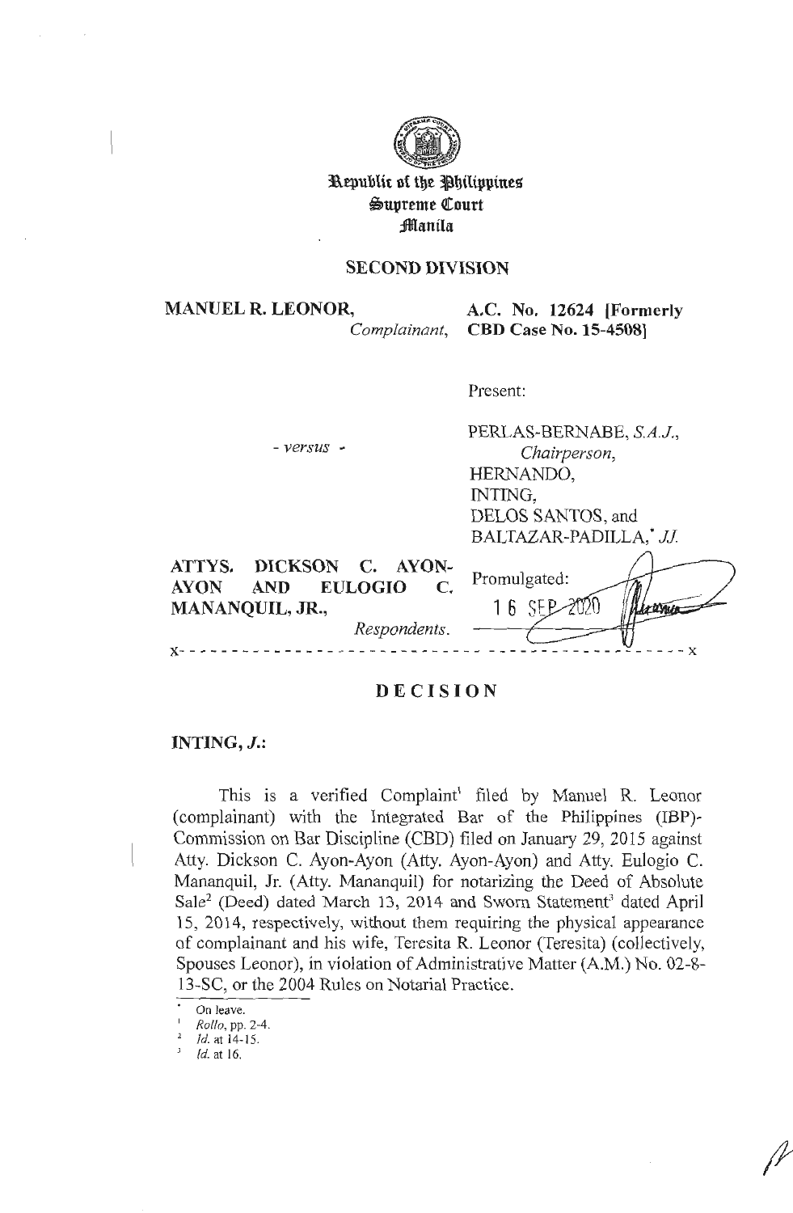Republic of the Philippines
Supreme Court
Manila

## SECOND DIVISION

**MANUEL R. LEONOR,**
*Complainant,*

**A.C. No. 12624 [Formerly CBD Case No. 15-4508]**

Present:

PERLAS-BERNABE, *S.A.J.,*
*Chairperson,*
HERNANDO,
INTING,
DELOS SANTOS, and
BALTAZAR-PADILLA,* *JJ.*

*- versus -*

**ATTYS. DICKSON C. AYON-AYON AND EULOGIO C. MANANQUIL, JR.,**
*Respondents.*

Promulgated:
16 SEP 2020

x - - - - - - - - - - - - - - - - - - - - - - - - - - - - - - - - - - - - - - - - - - - - x

## DECISION

**INTING, *J.*:**

This is a verified Complaint[1] filed by Manuel R. Leonor (complainant) with the Integrated Bar of the Philippines (IBP)-Commission on Bar Discipline (CBD) filed on January 29, 2015 against Atty. Dickson C. Ayon-Ayon (Atty. Ayon-Ayon) and Atty. Eulogio C. Mananquil, Jr. (Atty. Mananquil) for notarizing the Deed of Absolute Sale[2] (Deed) dated March 13, 2014 and Sworn Statement[3] dated April 15, 2014, respectively, without them requiring the physical appearance of complainant and his wife, Teresita R. Leonor (Teresita) (collectively, Spouses Leonor), in violation of Administrative Matter (A.M.) No. 02-8-13-SC, or the 2004 Rules on Notarial Practice.

* On leave.
[1] *Rollo*, pp. 2-4.
[2] *Id.* at 14-15.
[3] *Id.* at 16.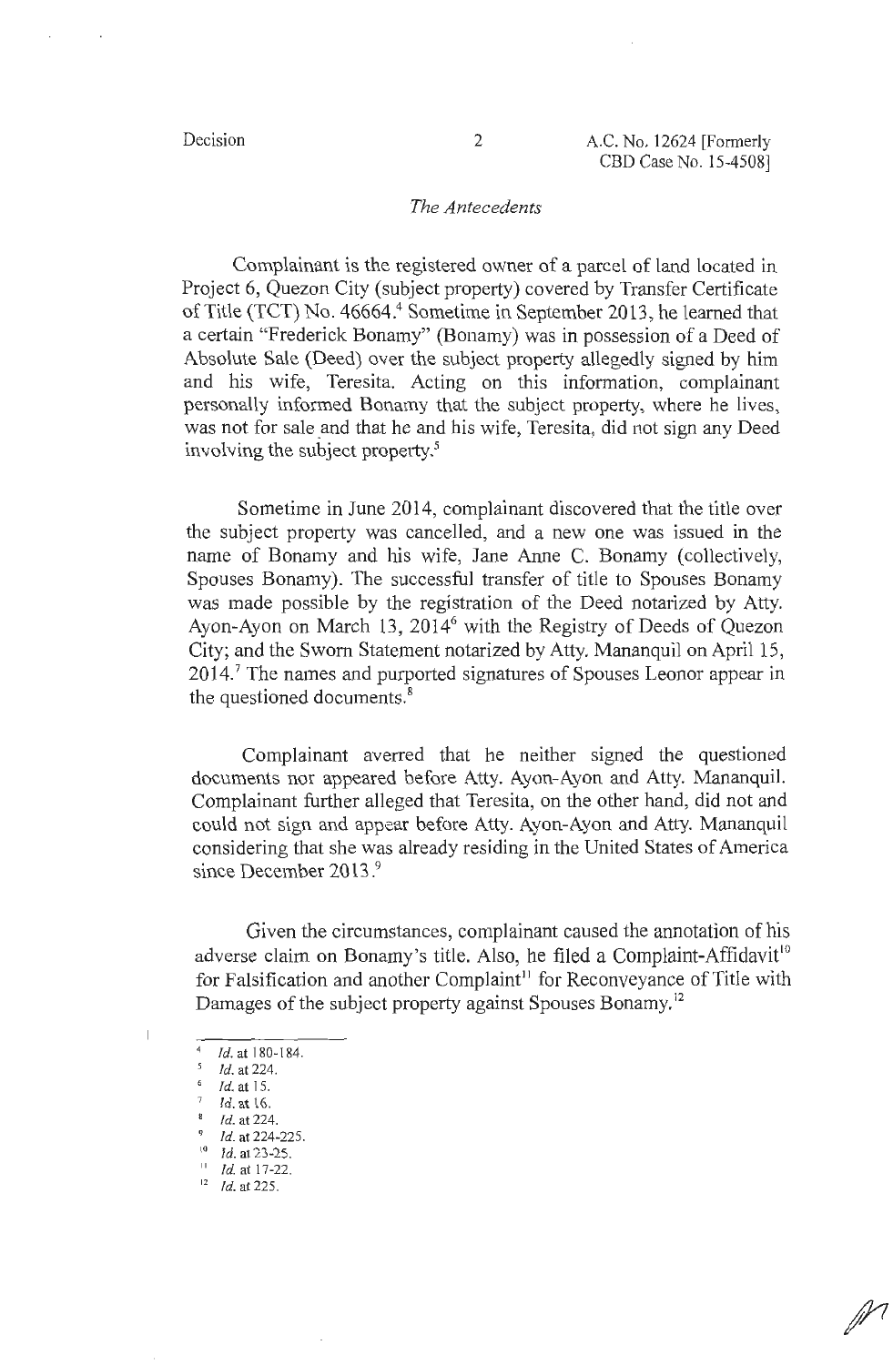## *The Antecedents*

Complainant is the registered owner of a parcel of land located in Project 6, Quezon City (subject property) covered by Transfer Certificate of Title (TCT) No. 46664.[4] Sometime in September 2013, he learned that a certain "Frederick Bonamy" (Bonamy) was in possession of a Deed of Absolute Sale (Deed) over the subject property allegedly signed by him and his wife, Teresita. Acting on this information, complainant personally informed Bonamy that the subject property, where he lives, was not for sale and that he and his wife, Teresita, did not sign any Deed involving the subject property.[5]

Sometime in June 2014, complainant discovered that the title over the subject property was cancelled, and a new one was issued in the name of Bonamy and his wife, Jane Anne C. Bonamy (collectively, Spouses Bonamy). The successful transfer of title to Spouses Bonamy was made possible by the registration of the Deed notarized by Atty. Ayon-Ayon on March 13, 2014[6] with the Registry of Deeds of Quezon City; and the Sworn Statement notarized by Atty. Mananquil on April 15, 2014.[7] The names and purported signatures of Spouses Leonor appear in the questioned documents.[8]

Complainant averred that he neither signed the questioned documents nor appeared before Atty. Ayon-Ayon and Atty. Mananquil. Complainant further alleged that Teresita, on the other hand, did not and could not sign and appear before Atty. Ayon-Ayon and Atty. Mananquil considering that she was already residing in the United States of America since December 2013.[9]

Given the circumstances, complainant caused the annotation of his adverse claim on Bonamy's title. Also, he filed a Complaint-Affidavit[10] for Falsification and another Complaint[11] for Reconveyance of Title with Damages of the subject property against Spouses Bonamy.[12]

---

[4] *Id.* at 180-184.

[5] *Id.* at 224.

[6] *Id.* at 15.

[7] *Id.* at 16.

[8] *Id.* at 224.

[9] *Id.* at 224-225.

[10] *Id.* at 23-25.

[11] *Id.* at 17-22.

[12] *Id.* at 225.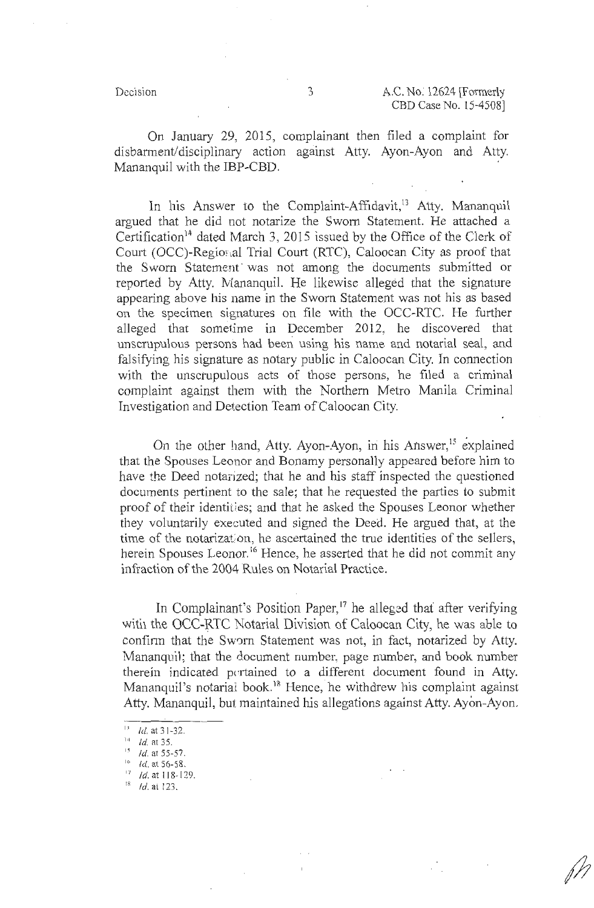On January 29, 2015, complainant then filed a complaint for disbarment/disciplinary action against Atty. Ayon-Ayon and Atty. Mananquil with the IBP-CBD.

In his Answer to the Complaint-Affidavit,[13] Atty. Mananquil argued that he did not notarize the Sworn Statement. He attached a Certification[14] dated March 3, 2015 issued by the Office of the Clerk of Court (OCC)-Regional Trial Court (RTC), Caloocan City as proof that the Sworn Statement was not among the documents submitted or reported by Atty. Mananquil. He likewise alleged that the signature appearing above his name in the Sworn Statement was not his as based on the specimen signatures on file with the OCC-RTC. He further alleged that sometime in December 2012, he discovered that unscrupulous persons had been using his name and notarial seal, and falsifying his signature as notary public in Caloocan City. In connection with the unscrupulous acts of those persons, he filed a criminal complaint against them with the Northern Metro Manila Criminal Investigation and Detection Team of Caloocan City.

On the other hand, Atty. Ayon-Ayon, in his Answer,[15] explained that the Spouses Leonor and Bonamy personally appeared before him to have the Deed notarized; that he and his staff inspected the questioned documents pertinent to the sale; that he requested the parties to submit proof of their identities; and that he asked the Spouses Leonor whether they voluntarily executed and signed the Deed. He argued that, at the time of the notarization, he ascertained the true identities of the sellers, herein Spouses Leonor.[16] Hence, he asserted that he did not commit any infraction of the 2004 Rules on Notarial Practice.

In Complainant's Position Paper,[17] he alleged that after verifying with the OCC-RTC Notarial Division of Caloocan City, he was able to confirm that the Sworn Statement was not, in fact, notarized by Atty. Mananquil; that the document number, page number, and book number therein indicated pertained to a different document found in Atty. Mananquil's notarial book.[18] Hence, he withdrew his complaint against Atty. Mananquil, but maintained his allegations against Atty. Ayon-Ayon.

---

[13] *Id.* at 31-32.

[14] *Id.* at 35.

[15] *Id.* at 55-57.

[16] *Id.* at 56-58.

[17] *Id.* at 118-129.

[18] *Id.* at 123.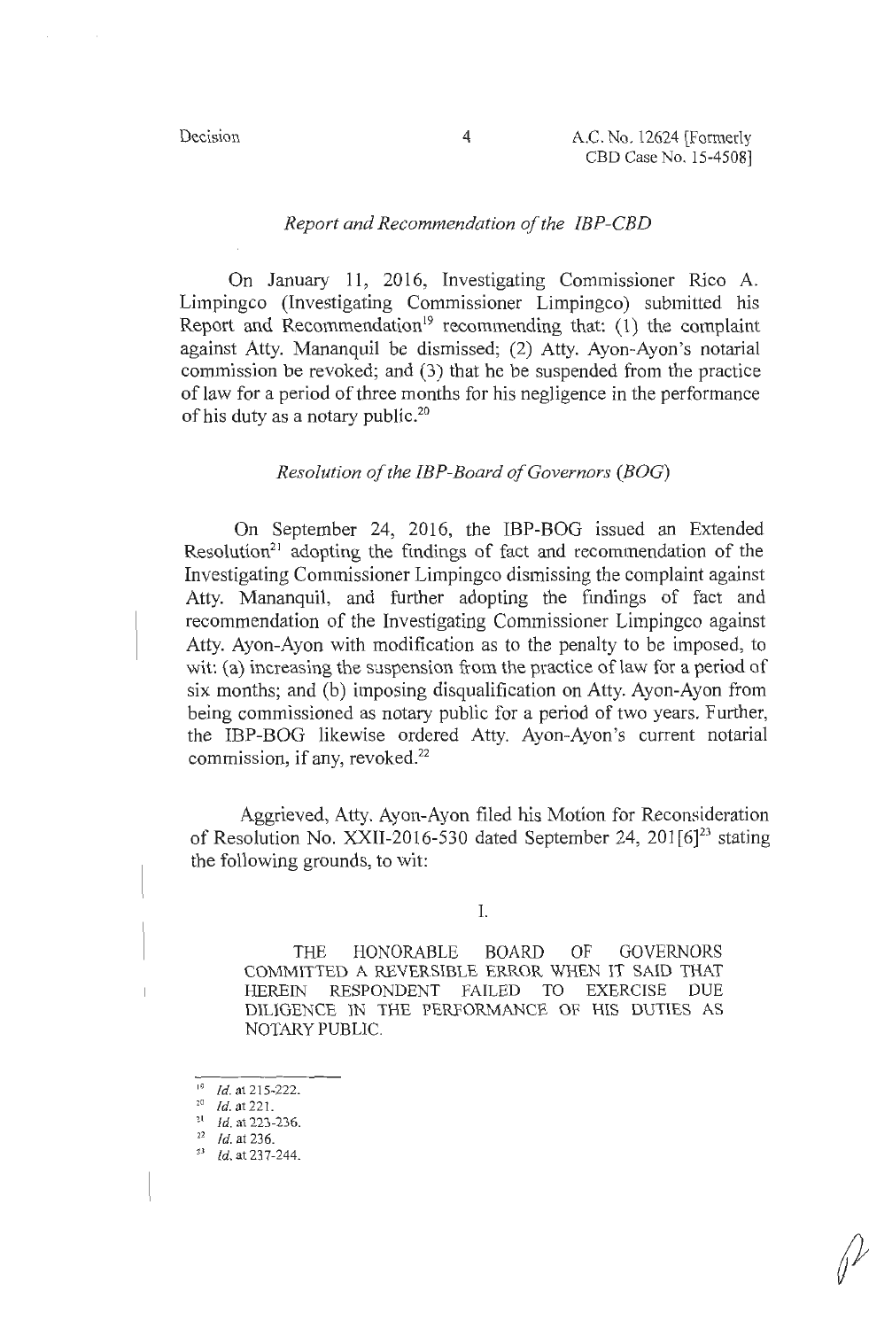*Report and Recommendation of the IBP-CBD*

On January 11, 2016, Investigating Commissioner Rico A. Limpingco (Investigating Commissioner Limpingco) submitted his Report and Recommendation[19] recommending that: (1) the complaint against Atty. Mananquil be dismissed; (2) Atty. Ayon-Ayon's notarial commission be revoked; and (3) that he be suspended from the practice of law for a period of three months for his negligence in the performance of his duty as a notary public.[20]

*Resolution of the IBP-Board of Governors (BOG)*

On September 24, 2016, the IBP-BOG issued an Extended Resolution[21] adopting the findings of fact and recommendation of the Investigating Commissioner Limpingco dismissing the complaint against Atty. Mananquil, and further adopting the findings of fact and recommendation of the Investigating Commissioner Limpingco against Atty. Ayon-Ayon with modification as to the penalty to be imposed, to wit: (a) increasing the suspension from the practice of law for a period of six months; and (b) imposing disqualification on Atty. Ayon-Ayon from being commissioned as notary public for a period of two years. Further, the IBP-BOG likewise ordered Atty. Ayon-Ayon's current notarial commission, if any, revoked.[22]

Aggrieved, Atty. Ayon-Ayon filed his Motion for Reconsideration of Resolution No. XXII-2016-530 dated September 24, 201[6][23] stating the following grounds, to wit:

I.

THE HONORABLE BOARD OF GOVERNORS COMMITTED A REVERSIBLE ERROR WHEN IT SAID THAT HEREIN RESPONDENT FAILED TO EXERCISE DUE DILIGENCE IN THE PERFORMANCE OF HIS DUTIES AS NOTARY PUBLIC.

---

[19] *Id.* at 215-222.

[20] *Id.* at 221.

[21] *Id.* at 223-236.

[22] *Id.* at 236.

[23] *Id.* at 237-244.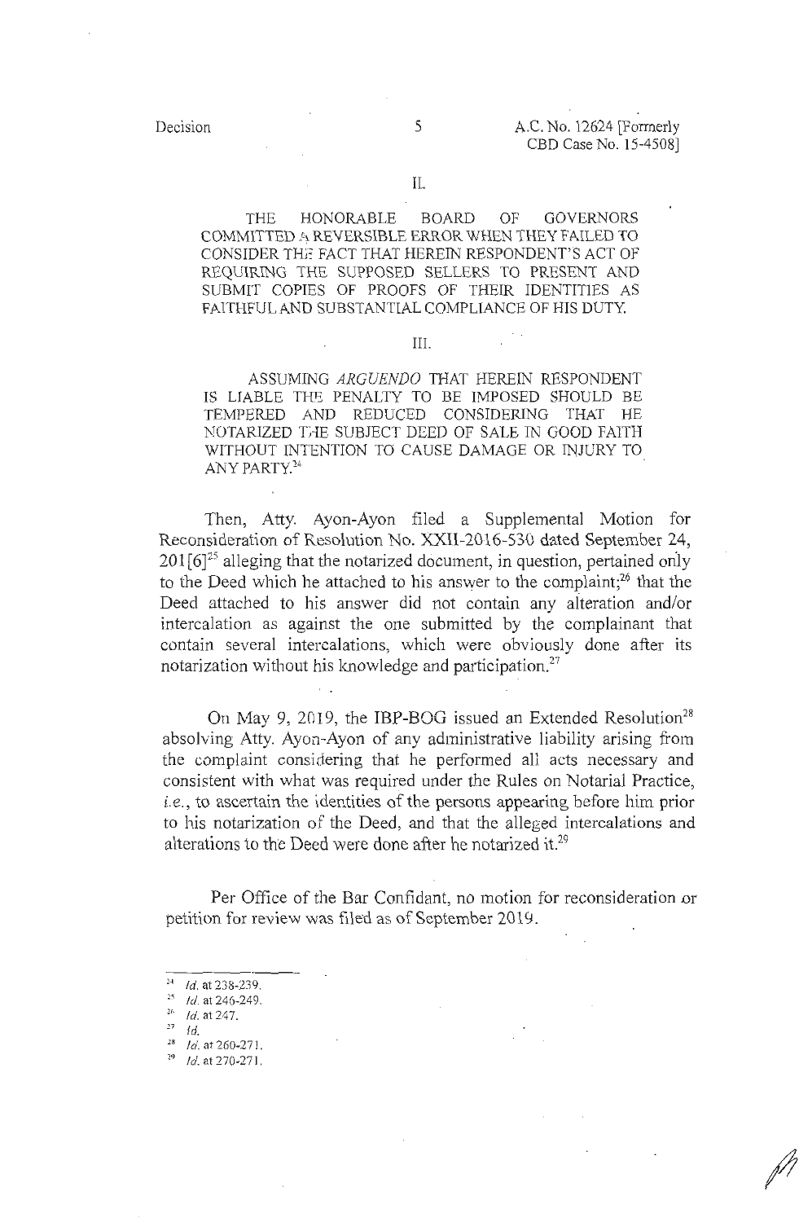II.

THE HONORABLE BOARD OF GOVERNORS COMMITTED A REVERSIBLE ERROR WHEN THEY FAILED TO CONSIDER THE FACT THAT HEREIN RESPONDENT'S ACT OF REQUIRING THE SUPPOSED SELLERS TO PRESENT AND SUBMIT COPIES OF PROOFS OF THEIR IDENTITIES AS FAITHFUL AND SUBSTANTIAL COMPLIANCE OF HIS DUTY.

III.

ASSUMING *ARGUENDO* THAT HEREIN RESPONDENT IS LIABLE THE PENALTY TO BE IMPOSED SHOULD BE TEMPERED AND REDUCED CONSIDERING THAT HE NOTARIZED THE SUBJECT DEED OF SALE IN GOOD FAITH WITHOUT INTENTION TO CAUSE DAMAGE OR INJURY TO ANY PARTY.[24]

Then, Atty. Ayon-Ayon filed a Supplemental Motion for Reconsideration of Resolution No. XXII-2016-530 dated September 24, 201[6][25] alleging that the notarized document, in question, pertained only to the Deed which he attached to his answer to the complaint;[26] that the Deed attached to his answer did not contain any alteration and/or intercalation as against the one submitted by the complainant that contain several intercalations, which were obviously done after its notarization without his knowledge and participation.[27]

On May 9, 2019, the IBP-BOG issued an Extended Resolution[28] absolving Atty. Ayon-Ayon of any administrative liability arising from the complaint considering that he performed all acts necessary and consistent with what was required under the Rules on Notarial Practice, *i.e.*, to ascertain the identities of the persons appearing before him prior to his notarization of the Deed, and that the alleged intercalations and alterations to the Deed were done after he notarized it.[29]

Per Office of the Bar Confidant, no motion for reconsideration or petition for review was filed as of September 2019.

---

[24] *Id.* at 238-239.
[25] *Id.* at 246-249.
[26] *Id.* at 247.
[27] *Id.*
[28] *Id.* at 260-271.
[29] *Id.* at 270-271.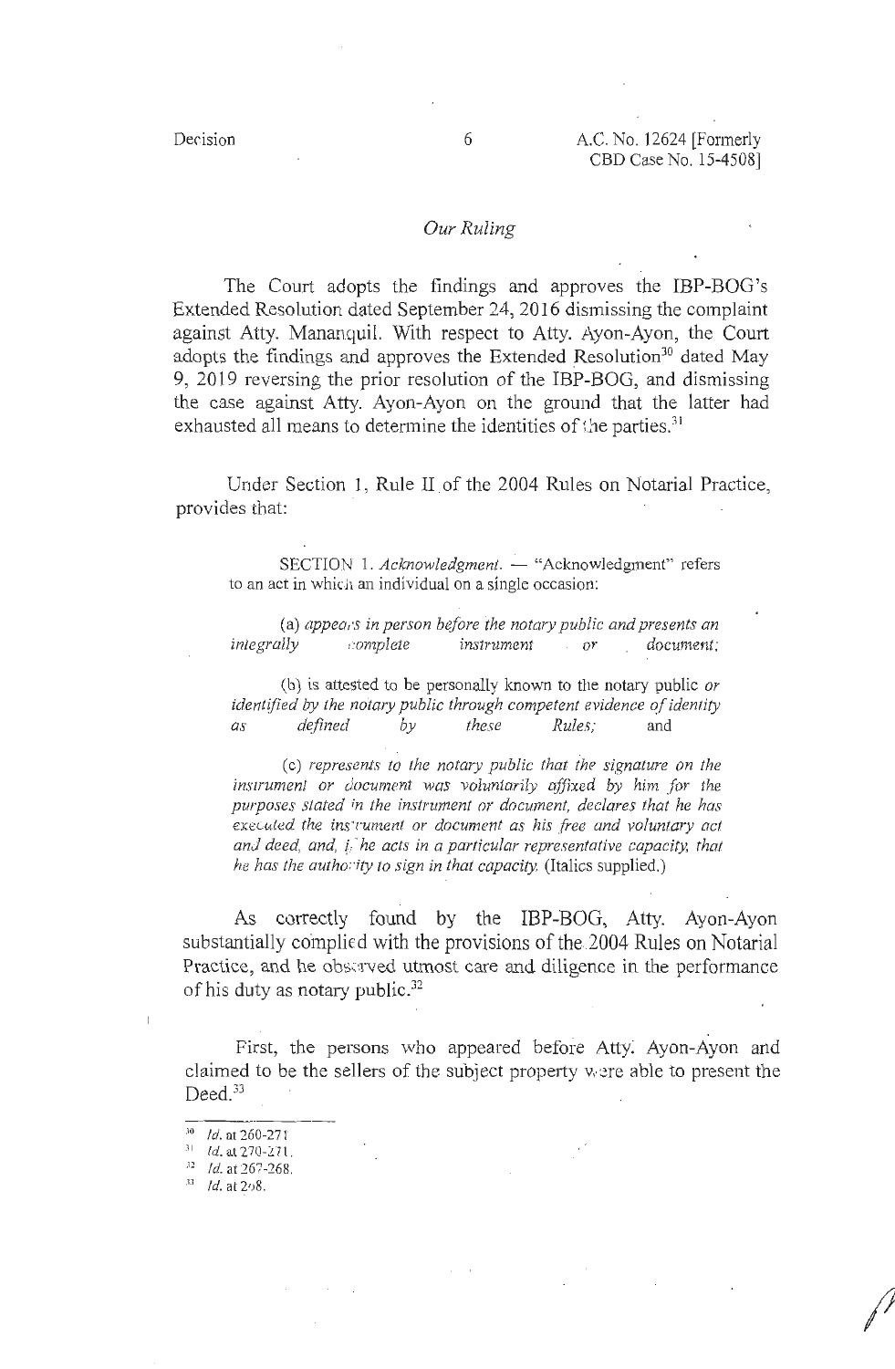*Our Ruling*

The Court adopts the findings and approves the IBP-BOG's Extended Resolution dated September 24, 2016 dismissing the complaint against Atty. Mananquil. With respect to Atty. Ayon-Ayon, the Court adopts the findings and approves the Extended Resolution[30] dated May 9, 2019 reversing the prior resolution of the IBP-BOG, and dismissing the case against Atty. Ayon-Ayon on the ground that the latter had exhausted all means to determine the identities of the parties.[31]

Under Section 1, Rule II of the 2004 Rules on Notarial Practice, provides that:

> SECTION 1. *Acknowledgment.* — "Acknowledgment" refers to an act in which an individual on a single occasion:
>
> (a) *appears in person before the notary public and presents an integrally complete instrument or document;*
>
> (b) is attested to be personally known to the notary public *or identified by the notary public through competent evidence of identity as defined by these Rules;* and
>
> (c) *represents to the notary public that the signature on the instrument or document was voluntarily affixed by him for the purposes stated in the instrument or document, declares that he has executed the instrument or document as his free and voluntary act and deed, and, if he acts in a particular representative capacity, that he has the authority to sign in that capacity.* (Italics supplied.)

As correctly found by the IBP-BOG, Atty. Ayon-Ayon substantially complied with the provisions of the 2004 Rules on Notarial Practice, and he observed utmost care and diligence in the performance of his duty as notary public.[32]

First, the persons who appeared before Atty. Ayon-Ayon and claimed to be the sellers of the subject property were able to present the Deed.[33]

---

[30] *Id.* at 260-271.

[31] *Id.* at 270-271.

[32] *Id.* at 267-268.

[33] *Id.* at 268.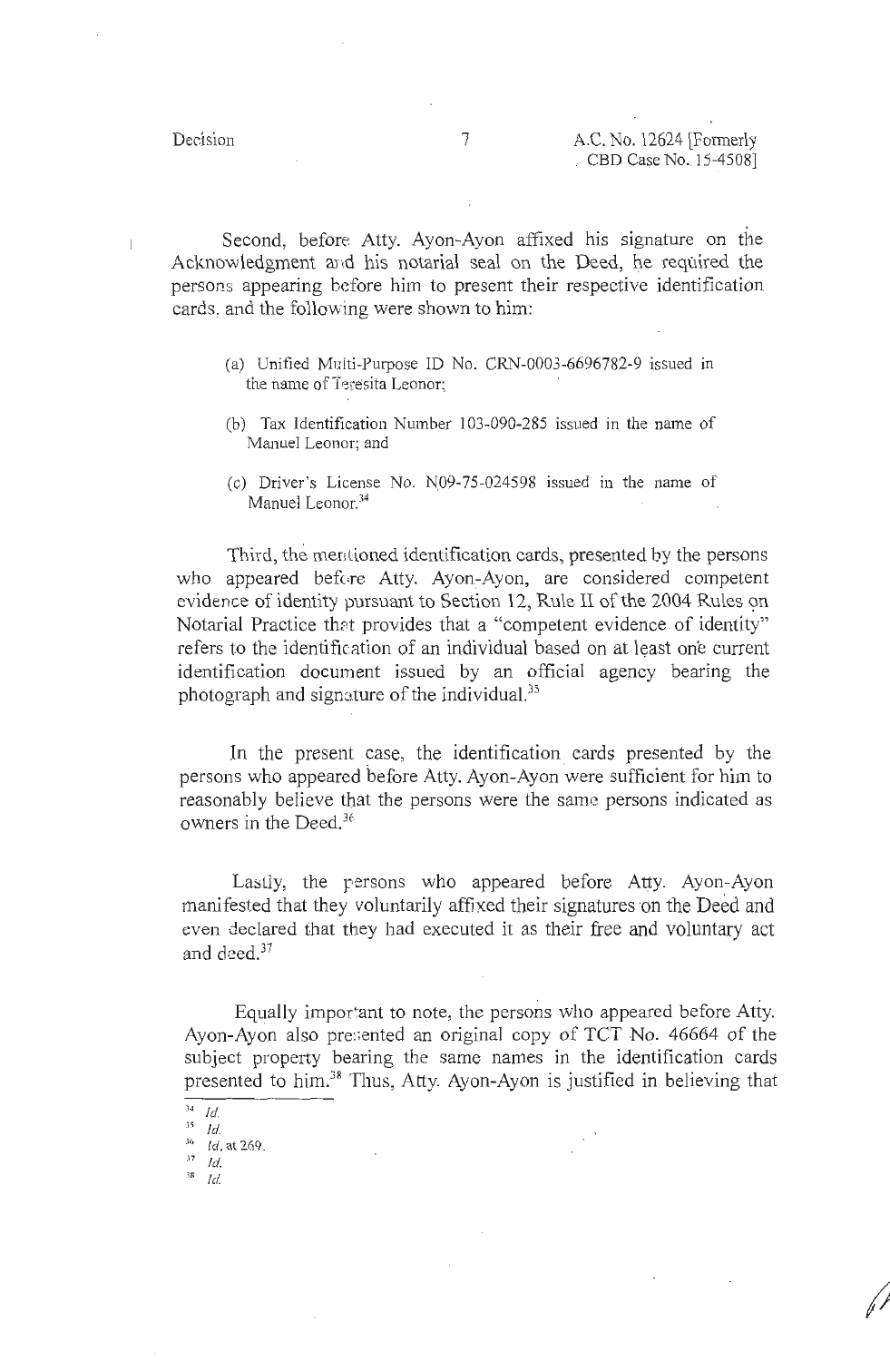Second, before Atty. Ayon-Ayon affixed his signature on the Acknowledgment and his notarial seal on the Deed, he required the persons appearing before him to present their respective identification cards, and the following were shown to him:

(a) Unified Multi-Purpose ID No. CRN-0003-6696782-9 issued in the name of Teresita Leonor;

(b) Tax Identification Number 103-090-285 issued in the name of Manuel Leonor; and

(c) Driver's License No. N09-75-024598 issued in the name of Manuel Leonor.[34]

Third, the mentioned identification cards, presented by the persons who appeared before Atty. Ayon-Ayon, are considered competent evidence of identity pursuant to Section 12, Rule II of the 2004 Rules on Notarial Practice that provides that a "competent evidence of identity" refers to the identification of an individual based on at least one current identification document issued by an official agency bearing the photograph and signature of the individual.[35]

In the present case, the identification cards presented by the persons who appeared before Atty. Ayon-Ayon were sufficient for him to reasonably believe that the persons were the same persons indicated as owners in the Deed.[36]

Lastly, the persons who appeared before Atty. Ayon-Ayon manifested that they voluntarily affixed their signatures on the Deed and even declared that they had executed it as their free and voluntary act and deed.[37]

Equally important to note, the persons who appeared before Atty. Ayon-Ayon also presented an original copy of TCT No. 46664 of the subject property bearing the same names in the identification cards presented to him.[38] Thus, Atty. Ayon-Ayon is justified in believing that

---

[34] *Id.*

[35] *Id.*

[36] *Id.* at 269.

[37] *Id.*

[38] *Id.*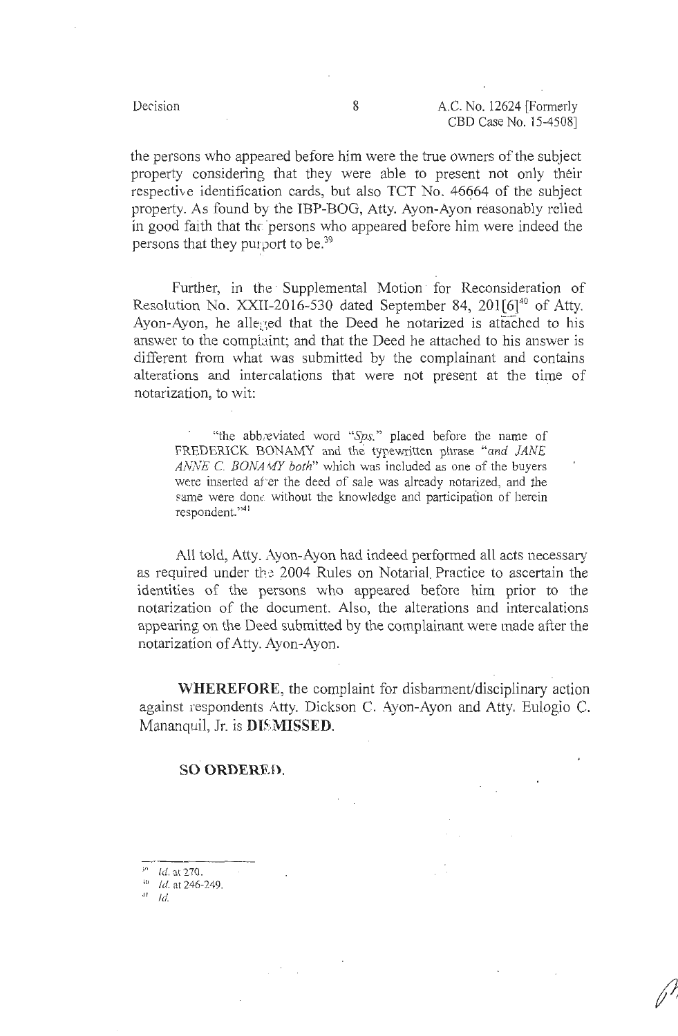the persons who appeared before him were the true owners of the subject property considering that they were able to present not only their respective identification cards, but also TCT No. 46664 of the subject property. As found by the IBP-BOG, Atty. Ayon-Ayon reasonably relied in good faith that the persons who appeared before him were indeed the persons that they purport to be.[39]

Further, in the Supplemental Motion for Reconsideration of Resolution No. XXII-2016-530 dated September 84, 201[6][40] of Atty. Ayon-Ayon, he alleged that the Deed he notarized is attached to his answer to the complaint; and that the Deed he attached to his answer is different from what was submitted by the complainant and contains alterations and intercalations that were not present at the time of notarization, to wit:

> "the abbreviated word "*Sps.*" placed before the name of FREDERICK BONAMY and the typewritten phrase "*and JANE ANNE C. BONAMY both*" which was included as one of the buyers were inserted after the deed of sale was already notarized, and the same were done without the knowledge and participation of herein respondent."[41]

All told, Atty. Ayon-Ayon had indeed performed all acts necessary as required under the 2004 Rules on Notarial Practice to ascertain the identities of the persons who appeared before him prior to the notarization of the document. Also, the alterations and intercalations appearing on the Deed submitted by the complainant were made after the notarization of Atty. Ayon-Ayon.

**WHEREFORE**, the complaint for disbarment/disciplinary action against respondents Atty. Dickson C. Ayon-Ayon and Atty. Eulogio C. Mananquil, Jr. is **DISMISSED**.

**SO ORDERED.**

---

[39] *Id.* at 270.

[40] *Id.* at 246-249.

[41] *Id.*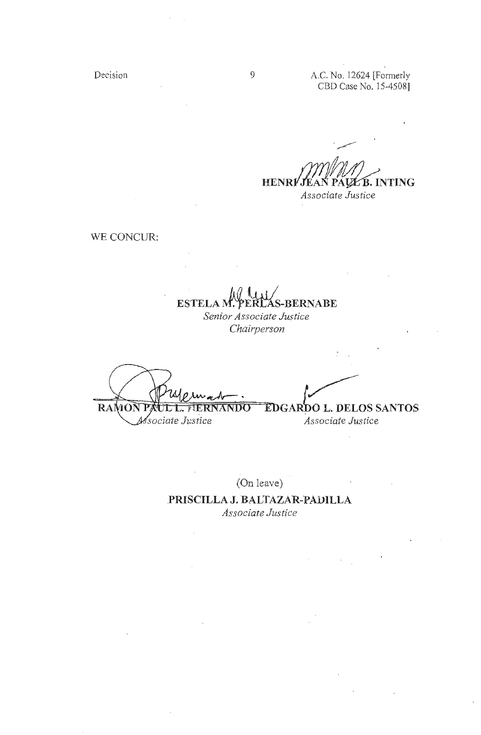**HENRI JEAN PAUL B. INTING**
*Associate Justice*

WE CONCUR:

**ESTELA M. PERLAS-BERNABE**
*Senior Associate Justice*
*Chairperson*

**RAMON PAUL L. HERNANDO**
*Associate Justice*

**EDGARDO L. DELOS SANTOS**
*Associate Justice*

(On leave)
**PRISCILLA J. BALTAZAR-PADILLA**
*Associate Justice*